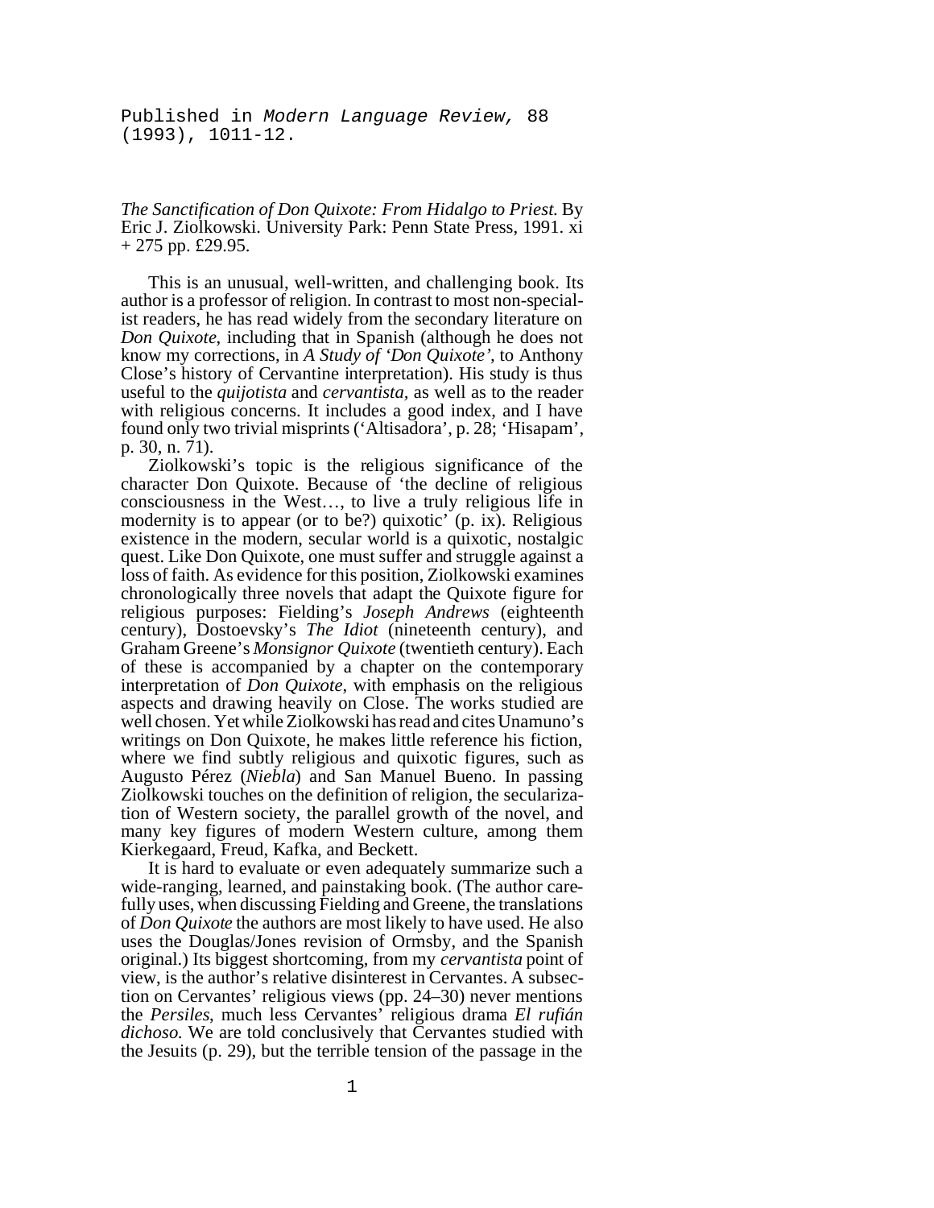Published in *Modern Language Review,* 88 (1993), 1011-12.

*The Sanctification of Don Quixote: From Hidalgo to Priest.* By Eric J. Ziolkowski. University Park: Penn State Press, 1991. xi + 275 pp. £29.95.

This is an unusual, well-written, and challenging book. Its author is a professor of religion. In contrast to most non-specialist readers, he has read widely from the secondary literature on *Don Quixote*, including that in Spanish (although he does not know my corrections, in *A Study of 'Don Quixote'*, to Anthony Close's history of Cervantine interpretation). His study is thus useful to the *quijotista* and *cervantista,* as well as to the reader with religious concerns. It includes a good index, and I have found only two trivial misprints ('Altisadora', p. 28; 'Hisapam', p. 30, n. 71).

Ziolkowski's topic is the religious significance of the character Don Quixote. Because of 'the decline of religious consciousness in the West…, to live a truly religious life in modernity is to appear (or to be?) quixotic' (p. ix). Religious existence in the modern, secular world is a quixotic, nostalgic quest. Like Don Quixote, one must suffer and struggle against a loss of faith. As evidence for this position, Ziolkowski examines chronologically three novels that adapt the Quixote figure for religious purposes: Fielding's *Joseph Andrews* (eighteenth century), Dostoevsky's *The Idiot* (nineteenth century), and Graham Greene's *Monsignor Quixote* (twentieth century). Each of these is accompanied by a chapter on the contemporary interpretation of *Don Quixote*, with emphasis on the religious aspects and drawing heavily on Close. The works studied are well chosen. Yet while Ziolkowski has read and cites Unamuno's writings on Don Quixote, he makes little reference his fiction, where we find subtly religious and quixotic figures, such as Augusto Pérez (*Niebla*) and San Manuel Bueno. In passing Ziolkowski touches on the definition of religion, the secularization of Western society, the parallel growth of the novel, and many key figures of modern Western culture, among them Kierkegaard, Freud, Kafka, and Beckett.

It is hard to evaluate or even adequately summarize such a wide-ranging, learned, and painstaking book. (The author carefully uses, when discussing Fielding and Greene, the translations of *Don Quixote* the authors are most likely to have used. He also uses the Douglas/Jones revision of Ormsby, and the Spanish original.) Its biggest shortcoming, from my *cervantista* point of view, is the author's relative disinterest in Cervantes. A subsection on Cervantes' religious views (pp. 24–30) never mentions the *Persiles*, much less Cervantes' religious drama *El rufián dichoso.* We are told conclusively that Cervantes studied with the Jesuits (p. 29), but the terrible tension of the passage in the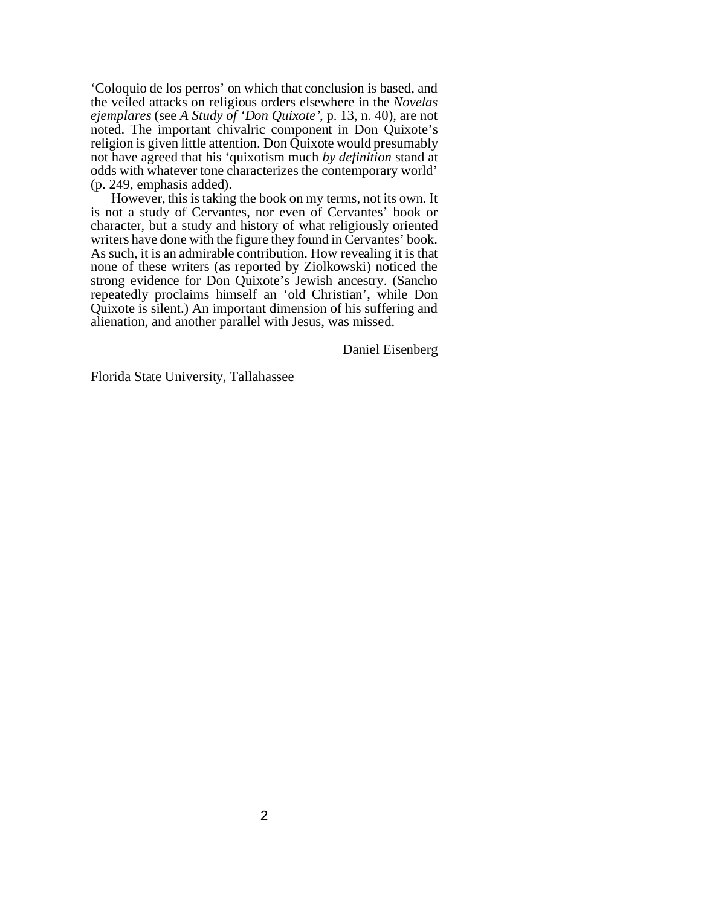'Coloquio de los perros' on which that conclusion is based, and the veiled attacks on religious orders elsewhere in the *Novelas ejemplares* (see *A Study of 'Don Quixote'*, p. 13, n. 40), are not noted. The important chivalric component in Don Quixote's religion is given little attention. Don Quixote would presumably not have agreed that his 'quixotism much *by definition* stand at odds with whatever tone characterizes the contemporary world' (p. 249, emphasis added).

However, this is taking the book on my terms, not its own. It is not a study of Cervantes, nor even of Cervantes' book or character, but a study and history of what religiously oriented writers have done with the figure they found in Cervantes' book. As such, it is an admirable contribution. How revealing it is that none of these writers (as reported by Ziolkowski) noticed the strong evidence for Don Quixote's Jewish ancestry. (Sancho repeatedly proclaims himself an 'old Christian', while Don Quixote is silent.) An important dimension of his suffering and alienation, and another parallel with Jesus, was missed.

Daniel Eisenberg

Florida State University, Tallahassee